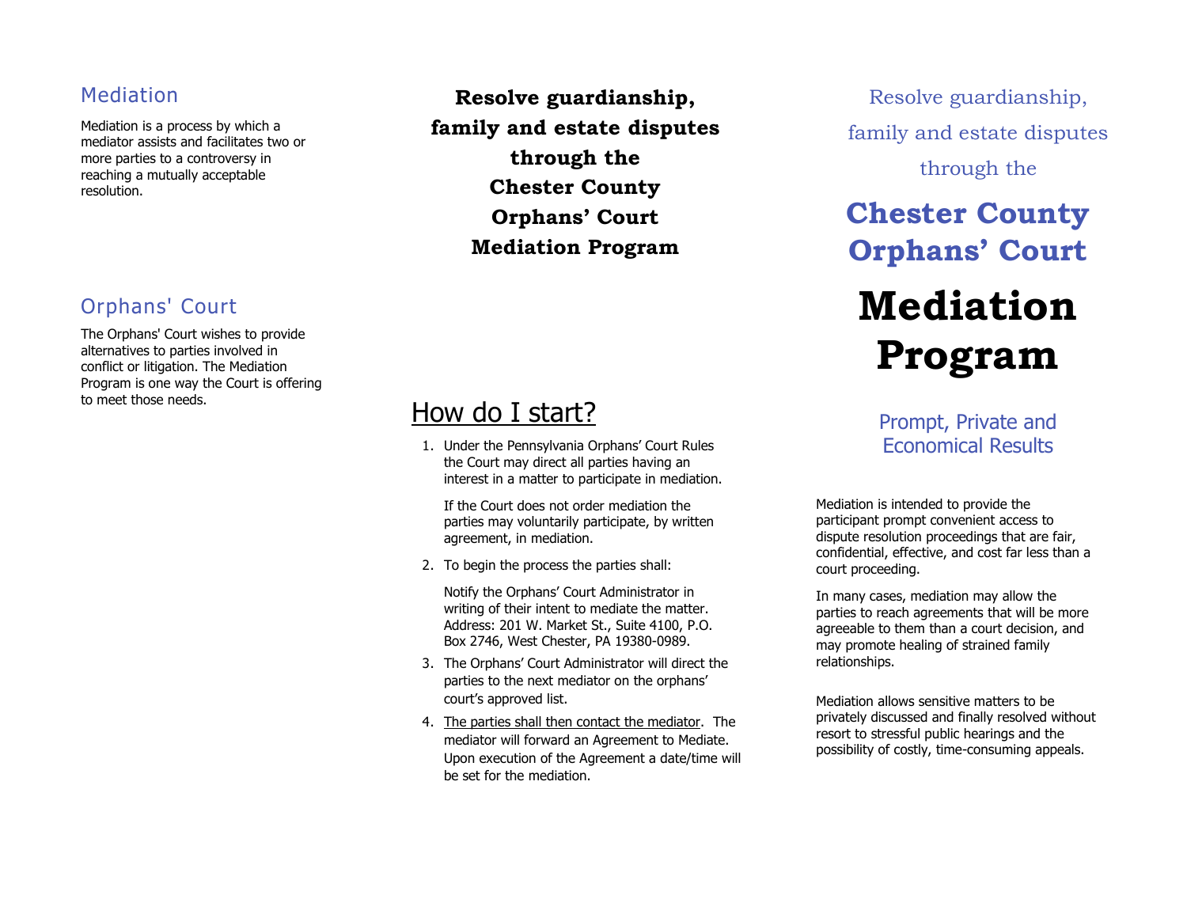## Mediation

Mediation is a process by which a mediator assists and facilitates two or more parties to a controversy in reaching a mutually acceptable resolution.

## Orphans' Court

The Orphans' Court wishes to provide alternatives to parties involved in conflict or litigation. The Mediation Program is one way the Court is offering to meet those needs.

**Resolve guardianship, family and estate disputes through the Chester County Orphans' Court Mediation Program**

## How do I start?

1. Under the Pennsylvania Orphans' Court Rules the Court may direct all parties having an interest in a matter to participate in mediation.

   If the Court does not order mediation the parties may voluntarily participate, by written agreement, in mediation.

2. To begin the process the parties shall:

   Notify the Orphans' Court Administrator in writing of their intent to mediate the matter. Address: 201 W. Market St., Suite 4100, P.O. Box 2746, West Chester, PA 19380-0989.

3. The Orphans' Court Administrator will direct the parties to the next mediator on the orphans' court's approved list.

4. The parties shall then contact the mediator. The mediator will forward an Agreement to Mediate. Upon execution of the Agreement a date/time will be set for the mediation.

Resolve guardianship, family and estate disputes through the

# Chester County Orphans' Court Mediation Program

### Prompt, Private and Economical Results

Mediation is intended to provide the participant prompt convenient access to dispute resolution proceedings that are fair, confidential, effective, and cost far less than a court proceeding.

In many cases, mediation may allow the parties to reach agreements that will be more agreeable to them than a court decision, and may promote healing of strained family relationships.

Mediation allows sensitive matters to be privately discussed and finally resolved without resort to stressful public hearings and the possibility of costly, time-consuming appeals.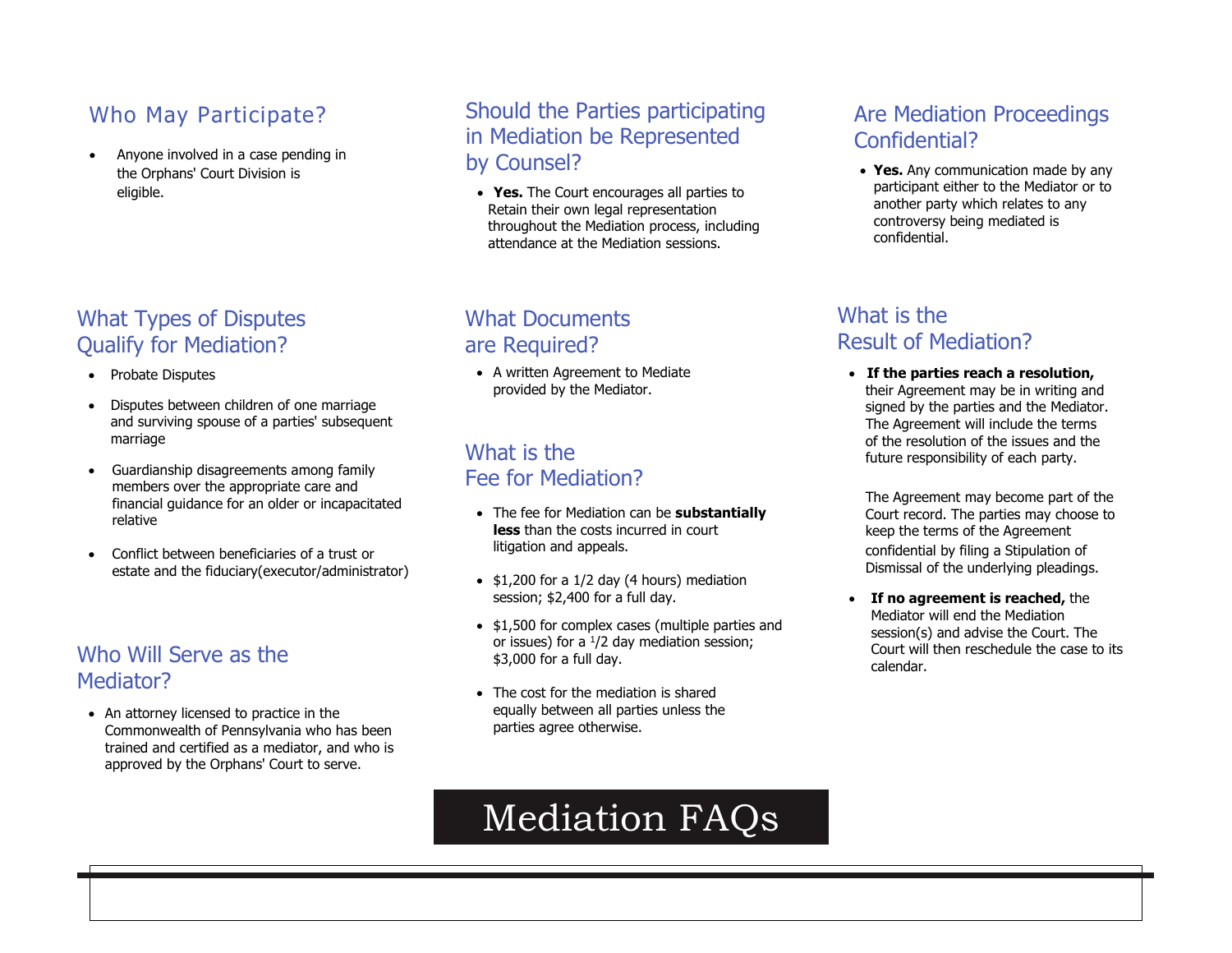## Who May Participate?

- Anyone involved in a case pending in the Orphans' Court Division is eligible.

## What Types of Disputes Qualify for Mediation?

- Probate Disputes
- Disputes between children of one marriage and surviving spouse of a parties' subsequent marriage
- Guardianship disagreements among family members over the appropriate care and financial guidance for an older or incapacitated relative
- Conflict between beneficiaries of a trust or estate and the fiduciary(executor/administrator)

## Who Will Serve as the Mediator?

- An attorney licensed to practice in the Commonwealth of Pennsylvania who has been trained and certified as a mediator, and who is approved by the Orphans' Court to serve.

## Should the Parties participating in Mediation be Represented by Counsel?

- **Yes.** The Court encourages all parties to Retain their own legal representation throughout the Mediation process, including attendance at the Mediation sessions.

## What Documents are Required?

- A written Agreement to Mediate provided by the Mediator.

## What is the Fee for Mediation?

- The fee for Mediation can be **substantially less** than the costs incurred in court litigation and appeals.
- $1,200 for a 1/2 day (4 hours) mediation session; $2,400 for a full day.
- $1,500 for complex cases (multiple parties and or issues) for a 1/2 day mediation session; $3,000 for a full day.
- The cost for the mediation is shared equally between all parties unless the parties agree otherwise.

## Are Mediation Proceedings Confidential?

- **Yes.** Any communication made by any participant either to the Mediator or to another party which relates to any controversy being mediated is confidential.

## What is the Result of Mediation?

- **If the parties reach a resolution,** their Agreement may be in writing and signed by the parties and the Mediator. The Agreement will include the terms of the resolution of the issues and the future responsibility of each party.

  The Agreement may become part of the Court record. The parties may choose to keep the terms of the Agreement confidential by filing a Stipulation of Dismissal of the underlying pleadings.

- **If no agreement is reached,** the Mediator will end the Mediation session(s) and advise the Court. The Court will then reschedule the case to its calendar.

# Mediation FAQs